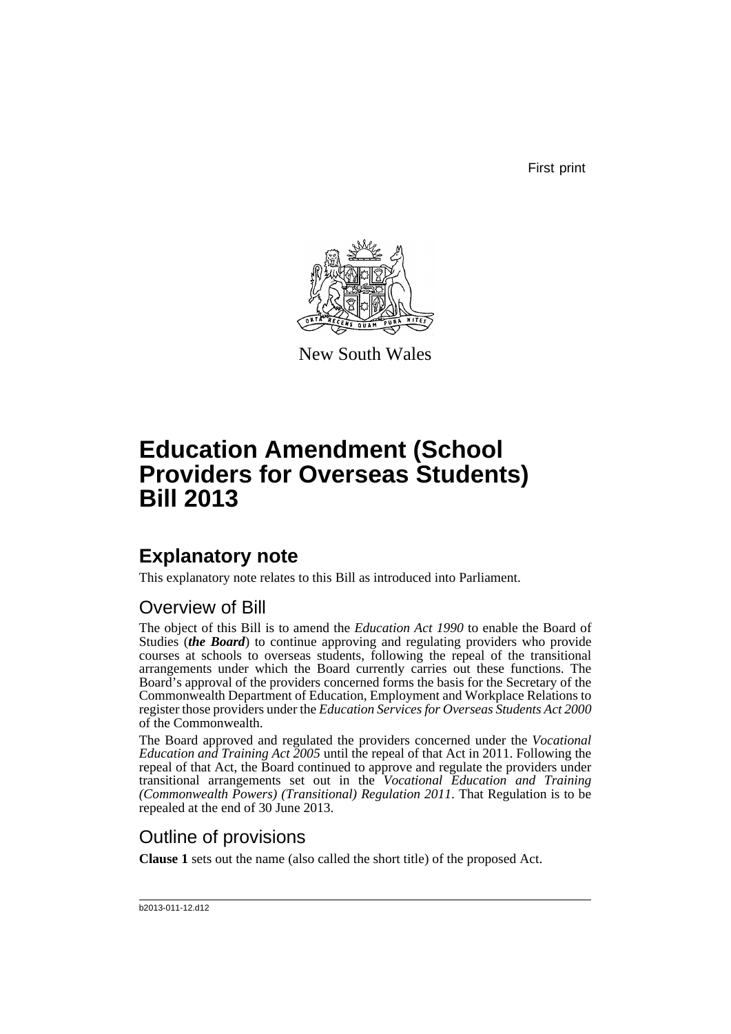First print

New South Wales

# Education Amendment (School Providers for Overseas Students) Bill 2013

## Explanatory note

This explanatory note relates to this Bill as introduced into Parliament.

### Overview of Bill

The object of this Bill is to amend the *Education Act 1990* to enable the Board of Studies (***the Board***) to continue approving and regulating providers who provide courses at schools to overseas students, following the repeal of the transitional arrangements under which the Board currently carries out these functions. The Board's approval of the providers concerned forms the basis for the Secretary of the Commonwealth Department of Education, Employment and Workplace Relations to register those providers under the *Education Services for Overseas Students Act 2000* of the Commonwealth.

The Board approved and regulated the providers concerned under the *Vocational Education and Training Act 2005* until the repeal of that Act in 2011. Following the repeal of that Act, the Board continued to approve and regulate the providers under transitional arrangements set out in the *Vocational Education and Training (Commonwealth Powers) (Transitional) Regulation 2011*. That Regulation is to be repealed at the end of 30 June 2013.

### Outline of provisions

**Clause 1** sets out the name (also called the short title) of the proposed Act.

b2013-011-12.d12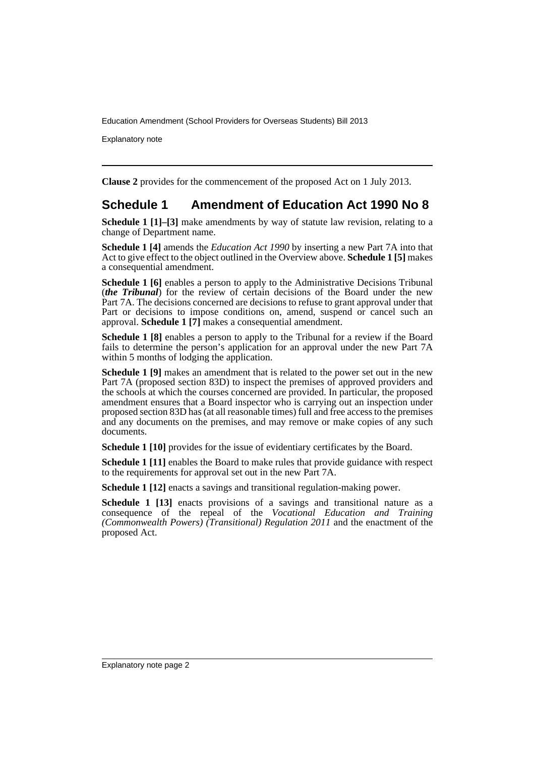**Clause 2** provides for the commencement of the proposed Act on 1 July 2013.

## Schedule 1 Amendment of Education Act 1990 No 8

**Schedule 1 [1]–[3]** make amendments by way of statute law revision, relating to a change of Department name.

**Schedule 1 [4]** amends the *Education Act 1990* by inserting a new Part 7A into that Act to give effect to the object outlined in the Overview above. **Schedule 1 [5]** makes a consequential amendment.

**Schedule 1 [6]** enables a person to apply to the Administrative Decisions Tribunal (***the Tribunal***) for the review of certain decisions of the Board under the new Part 7A. The decisions concerned are decisions to refuse to grant approval under that Part or decisions to impose conditions on, amend, suspend or cancel such an approval. **Schedule 1 [7]** makes a consequential amendment.

**Schedule 1 [8]** enables a person to apply to the Tribunal for a review if the Board fails to determine the person's application for an approval under the new Part 7A within 5 months of lodging the application.

**Schedule 1 [9]** makes an amendment that is related to the power set out in the new Part 7A (proposed section 83D) to inspect the premises of approved providers and the schools at which the courses concerned are provided. In particular, the proposed amendment ensures that a Board inspector who is carrying out an inspection under proposed section 83D has (at all reasonable times) full and free access to the premises and any documents on the premises, and may remove or make copies of any such documents.

**Schedule 1 [10]** provides for the issue of evidentiary certificates by the Board.

**Schedule 1 [11]** enables the Board to make rules that provide guidance with respect to the requirements for approval set out in the new Part 7A.

**Schedule 1 [12]** enacts a savings and transitional regulation-making power.

**Schedule 1 [13]** enacts provisions of a savings and transitional nature as a consequence of the repeal of the *Vocational Education and Training (Commonwealth Powers) (Transitional) Regulation 2011* and the enactment of the proposed Act.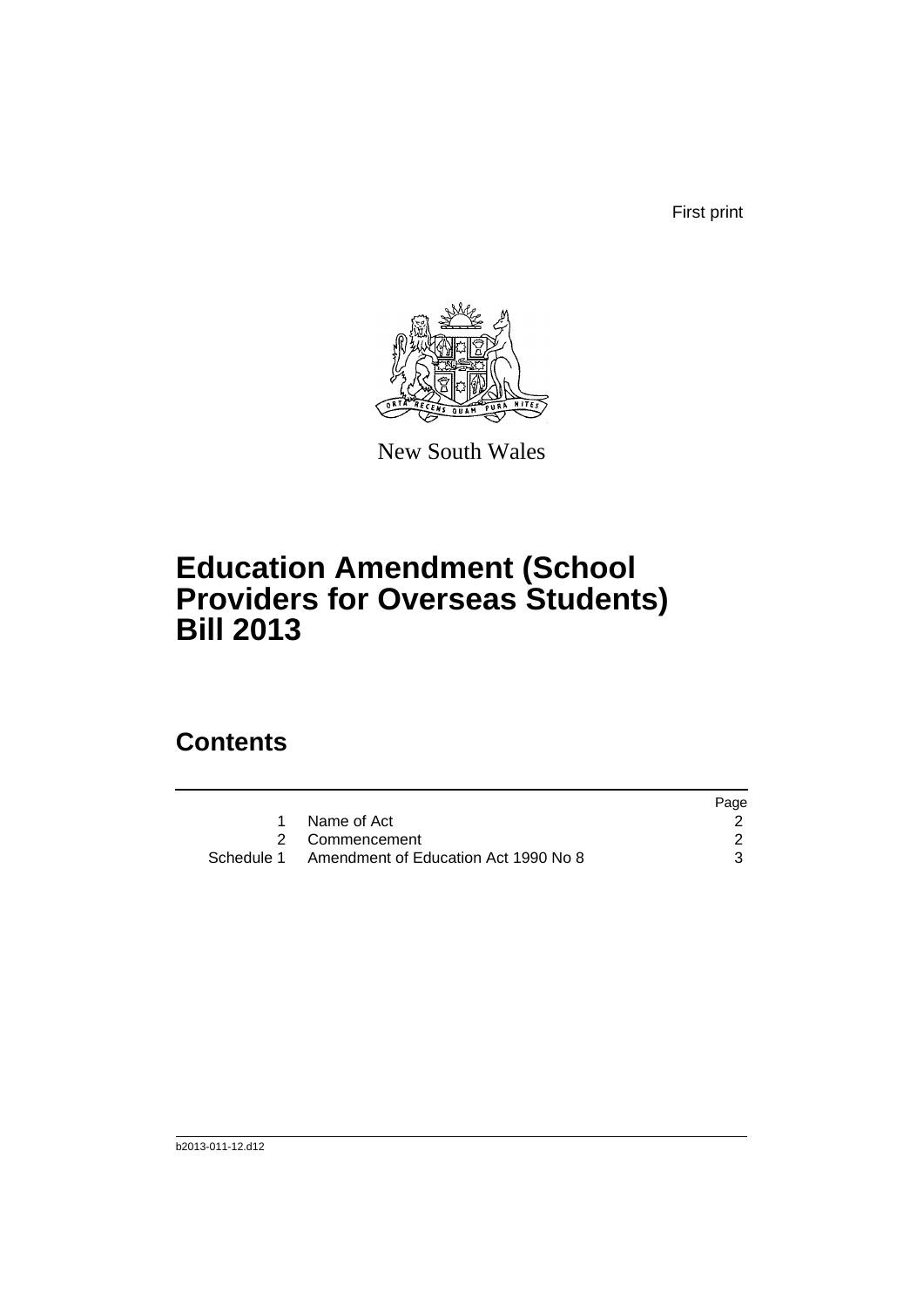First print

New South Wales

# Education Amendment (School Providers for Overseas Students) Bill 2013

## Contents

| | | Page |
|---|---|---|
| 1 | Name of Act | 2 |
| 2 | Commencement | 2 |
| Schedule 1 | Amendment of Education Act 1990 No 8 | 3 |

b2013-011-12.d12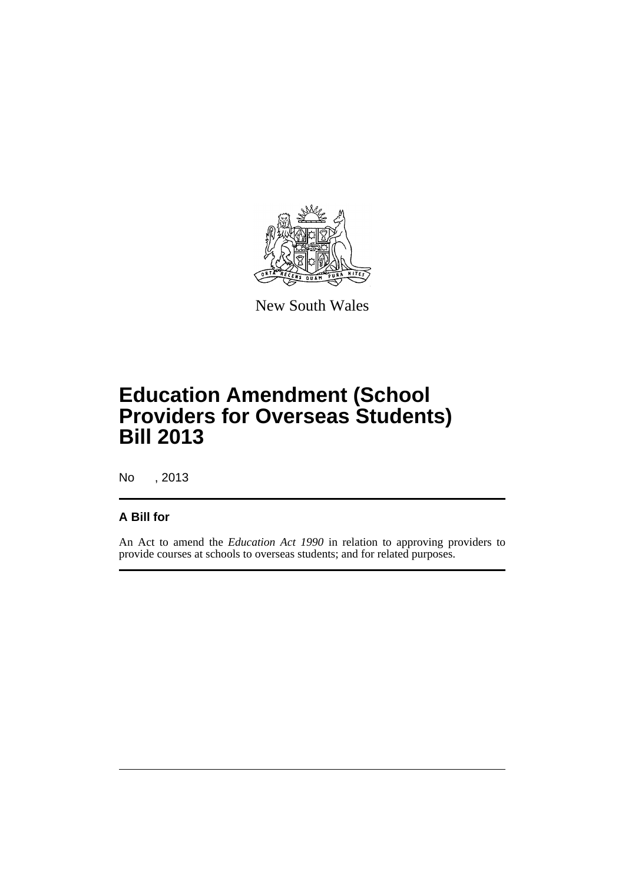New South Wales

# Education Amendment (School Providers for Overseas Students) Bill 2013

No , 2013

## A Bill for

An Act to amend the *Education Act 1990* in relation to approving providers to provide courses at schools to overseas students; and for related purposes.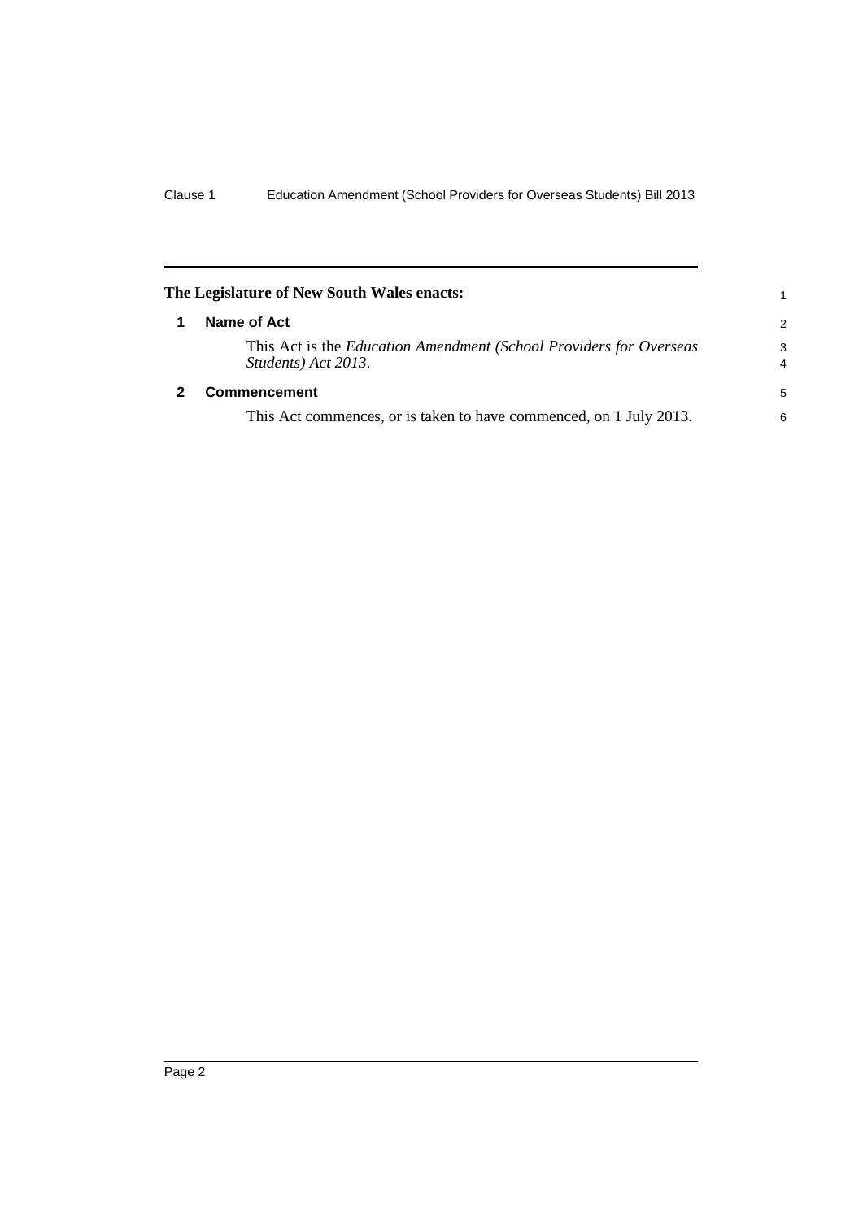**The Legislature of New South Wales enacts:**

### 1 Name of Act

This Act is the *Education Amendment (School Providers for Overseas Students) Act 2013*.

### 2 Commencement

This Act commences, or is taken to have commenced, on 1 July 2013.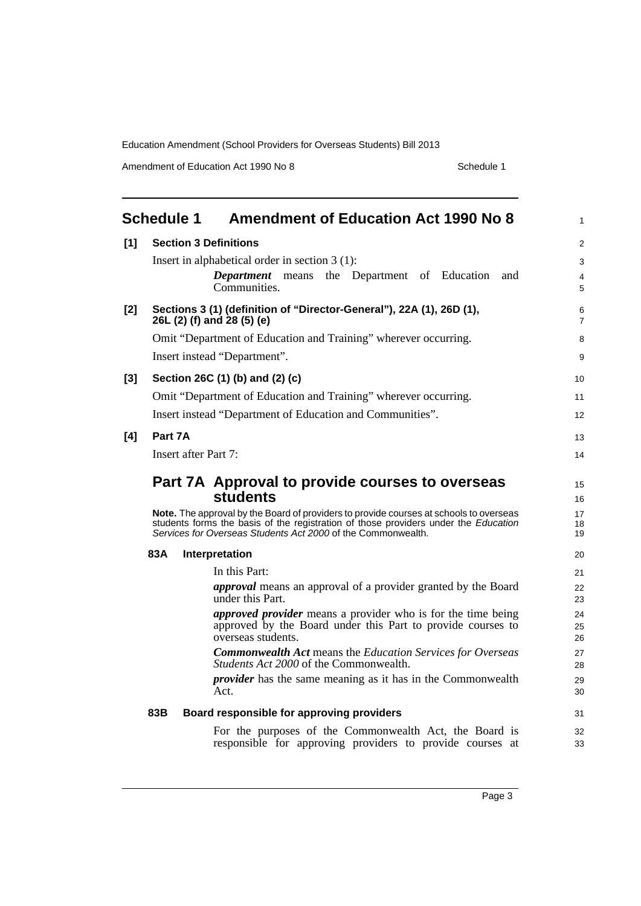# Schedule 1 Amendment of Education Act 1990 No 8

**[1] Section 3 Definitions**

Insert in alphabetical order in section 3 (1):

> ***Department*** means the Department of Education and Communities.

**[2] Sections 3 (1) (definition of "Director-General"), 22A (1), 26D (1), 26L (2) (f) and 28 (5) (e)**

Omit "Department of Education and Training" wherever occurring.

Insert instead "Department".

**[3] Section 26C (1) (b) and (2) (c)**

Omit "Department of Education and Training" wherever occurring.

Insert instead "Department of Education and Communities".

**[4] Part 7A**

Insert after Part 7:

## Part 7A Approval to provide courses to overseas students

**Note.** The approval by the Board of providers to provide courses at schools to overseas students forms the basis of the registration of those providers under the *Education Services for Overseas Students Act 2000* of the Commonwealth.

### 83A Interpretation

In this Part:

***approval*** means an approval of a provider granted by the Board under this Part.

***approved provider*** means a provider who is for the time being approved by the Board under this Part to provide courses to overseas students.

***Commonwealth Act*** means the *Education Services for Overseas Students Act 2000* of the Commonwealth.

***provider*** has the same meaning as it has in the Commonwealth Act.

### 83B Board responsible for approving providers

For the purposes of the Commonwealth Act, the Board is responsible for approving providers to provide courses at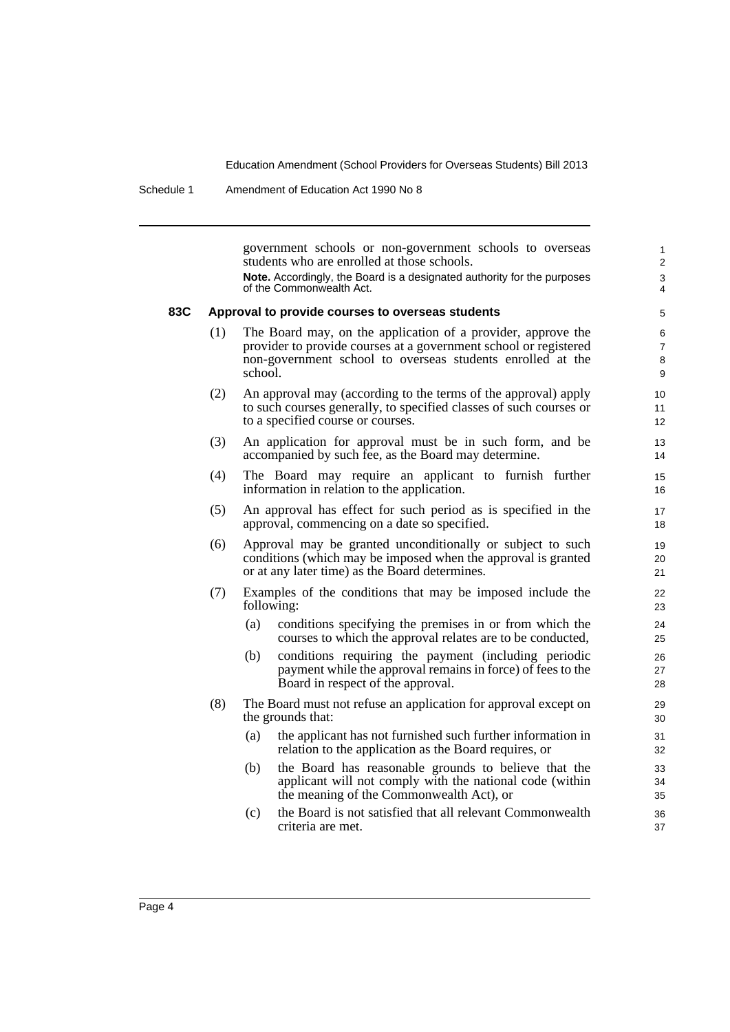government schools or non-government schools to overseas students who are enrolled at those schools.

**Note.** Accordingly, the Board is a designated authority for the purposes of the Commonwealth Act.

### 83C Approval to provide courses to overseas students

(1) The Board may, on the application of a provider, approve the provider to provide courses at a government school or registered non-government school to overseas students enrolled at the school.

(2) An approval may (according to the terms of the approval) apply to such courses generally, to specified classes of such courses or to a specified course or courses.

(3) An application for approval must be in such form, and be accompanied by such fee, as the Board may determine.

(4) The Board may require an applicant to furnish further information in relation to the application.

(5) An approval has effect for such period as is specified in the approval, commencing on a date so specified.

(6) Approval may be granted unconditionally or subject to such conditions (which may be imposed when the approval is granted or at any later time) as the Board determines.

(7) Examples of the conditions that may be imposed include the following:

- (a) conditions specifying the premises in or from which the courses to which the approval relates are to be conducted,
- (b) conditions requiring the payment (including periodic payment while the approval remains in force) of fees to the Board in respect of the approval.

(8) The Board must not refuse an application for approval except on the grounds that:

- (a) the applicant has not furnished such further information in relation to the application as the Board requires, or
- (b) the Board has reasonable grounds to believe that the applicant will not comply with the national code (within the meaning of the Commonwealth Act), or
- (c) the Board is not satisfied that all relevant Commonwealth criteria are met.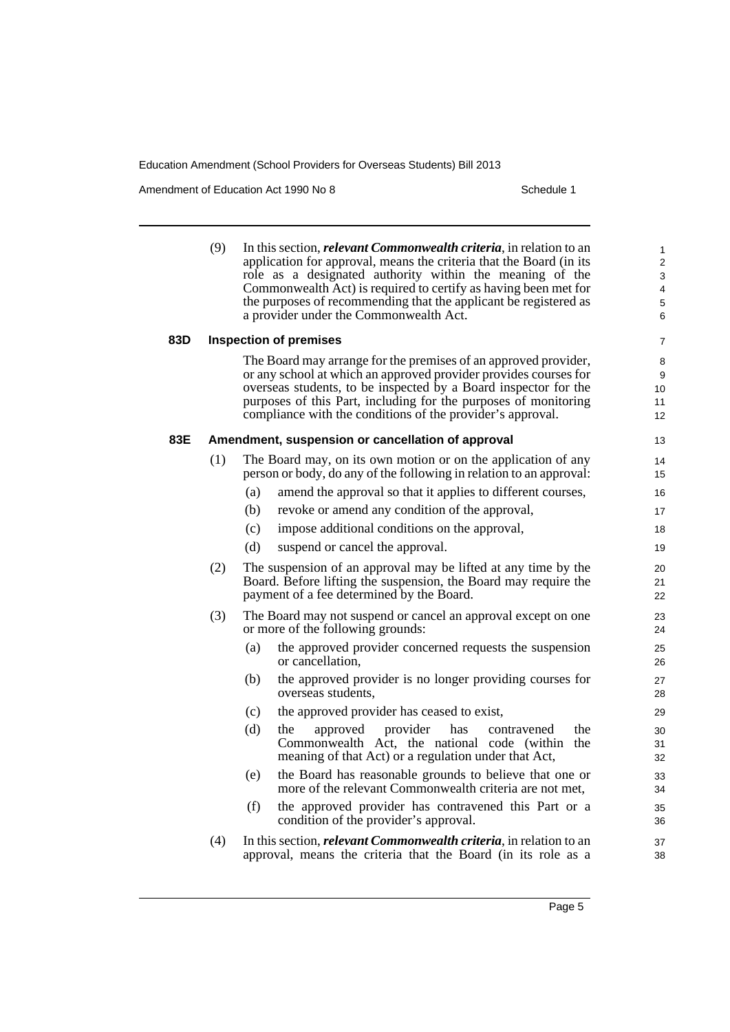(9) In this section, ***relevant Commonwealth criteria***, in relation to an application for approval, means the criteria that the Board (in its role as a designated authority within the meaning of the Commonwealth Act) is required to certify as having been met for the purposes of recommending that the applicant be registered as a provider under the Commonwealth Act.

### 83D Inspection of premises

The Board may arrange for the premises of an approved provider, or any school at which an approved provider provides courses for overseas students, to be inspected by a Board inspector for the purposes of this Part, including for the purposes of monitoring compliance with the conditions of the provider's approval.

### 83E Amendment, suspension or cancellation of approval

(1) The Board may, on its own motion or on the application of any person or body, do any of the following in relation to an approval:

- (a) amend the approval so that it applies to different courses,
- (b) revoke or amend any condition of the approval,
- (c) impose additional conditions on the approval,
- (d) suspend or cancel the approval.

(2) The suspension of an approval may be lifted at any time by the Board. Before lifting the suspension, the Board may require the payment of a fee determined by the Board.

(3) The Board may not suspend or cancel an approval except on one or more of the following grounds:

- (a) the approved provider concerned requests the suspension or cancellation,
- (b) the approved provider is no longer providing courses for overseas students,
- (c) the approved provider has ceased to exist,
- (d) the approved provider has contravened the Commonwealth Act, the national code (within the meaning of that Act) or a regulation under that Act,
- (e) the Board has reasonable grounds to believe that one or more of the relevant Commonwealth criteria are not met,
- (f) the approved provider has contravened this Part or a condition of the provider's approval.

(4) In this section, ***relevant Commonwealth criteria***, in relation to an approval, means the criteria that the Board (in its role as a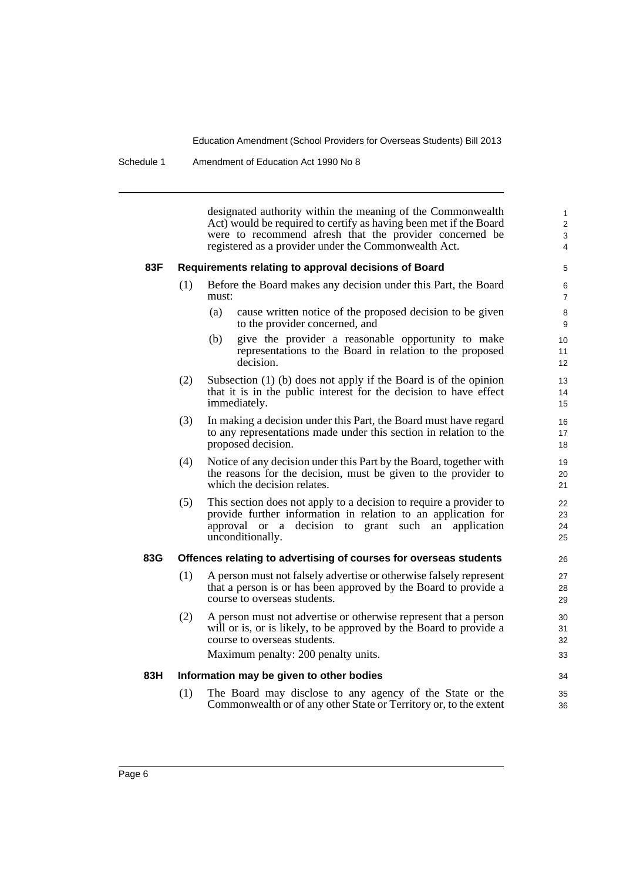designated authority within the meaning of the Commonwealth Act) would be required to certify as having been met if the Board were to recommend afresh that the provider concerned be registered as a provider under the Commonwealth Act.

**83F Requirements relating to approval decisions of Board**

(1) Before the Board makes any decision under this Part, the Board must:

(a) cause written notice of the proposed decision to be given to the provider concerned, and

(b) give the provider a reasonable opportunity to make representations to the Board in relation to the proposed decision.

(2) Subsection (1) (b) does not apply if the Board is of the opinion that it is in the public interest for the decision to have effect immediately.

(3) In making a decision under this Part, the Board must have regard to any representations made under this section in relation to the proposed decision.

(4) Notice of any decision under this Part by the Board, together with the reasons for the decision, must be given to the provider to which the decision relates.

(5) This section does not apply to a decision to require a provider to provide further information in relation to an application for approval or a decision to grant such an application unconditionally.

**83G Offences relating to advertising of courses for overseas students**

(1) A person must not falsely advertise or otherwise falsely represent that a person is or has been approved by the Board to provide a course to overseas students.

(2) A person must not advertise or otherwise represent that a person will or is, or is likely, to be approved by the Board to provide a course to overseas students.

Maximum penalty: 200 penalty units.

**83H Information may be given to other bodies**

(1) The Board may disclose to any agency of the State or the Commonwealth or of any other State or Territory or, to the extent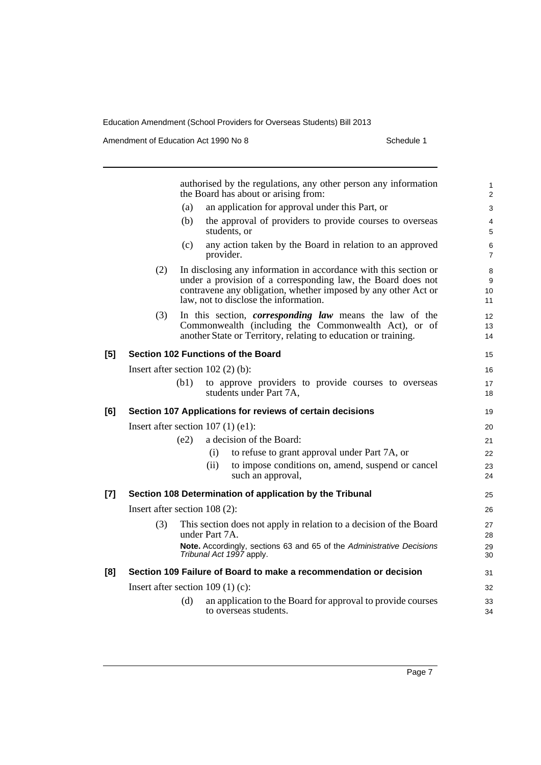authorised by the regulations, any other person any information the Board has about or arising from:

(a) an application for approval under this Part, or

(b) the approval of providers to provide courses to overseas students, or

(c) any action taken by the Board in relation to an approved provider.

(2) In disclosing any information in accordance with this section or under a provision of a corresponding law, the Board does not contravene any obligation, whether imposed by any other Act or law, not to disclose the information.

(3) In this section, ***corresponding law*** means the law of the Commonwealth (including the Commonwealth Act), or of another State or Territory, relating to education or training.

### [5] Section 102 Functions of the Board

Insert after section 102 (2) (b):

(b1) to approve providers to provide courses to overseas students under Part 7A,

### [6] Section 107 Applications for reviews of certain decisions

Insert after section 107 (1) (e1):

(e2) a decision of the Board:

(i) to refuse to grant approval under Part 7A, or

(ii) to impose conditions on, amend, suspend or cancel such an approval,

### [7] Section 108 Determination of application by the Tribunal

Insert after section 108 (2):

(3) This section does not apply in relation to a decision of the Board under Part 7A.

**Note.** Accordingly, sections 63 and 65 of the *Administrative Decisions Tribunal Act 1997* apply.

### [8] Section 109 Failure of Board to make a recommendation or decision

Insert after section 109 (1) (c):

(d) an application to the Board for approval to provide courses to overseas students.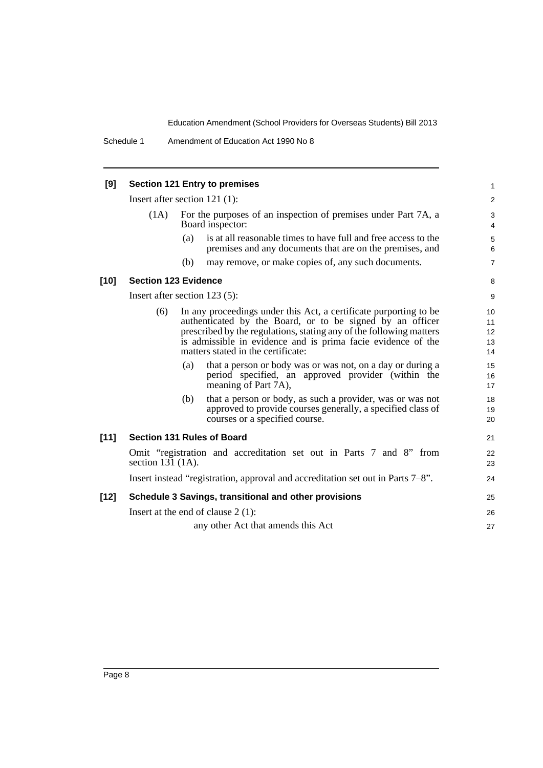**[9] Section 121 Entry to premises**

Insert after section 121 (1):

(1A) For the purposes of an inspection of premises under Part 7A, a Board inspector:

(a) is at all reasonable times to have full and free access to the premises and any documents that are on the premises, and

(b) may remove, or make copies of, any such documents.

**[10] Section 123 Evidence**

Insert after section 123 (5):

(6) In any proceedings under this Act, a certificate purporting to be authenticated by the Board, or to be signed by an officer prescribed by the regulations, stating any of the following matters is admissible in evidence and is prima facie evidence of the matters stated in the certificate:

(a) that a person or body was or was not, on a day or during a period specified, an approved provider (within the meaning of Part 7A),

(b) that a person or body, as such a provider, was or was not approved to provide courses generally, a specified class of courses or a specified course.

**[11] Section 131 Rules of Board**

Omit "registration and accreditation set out in Parts 7 and 8" from section 131 (1A).

Insert instead "registration, approval and accreditation set out in Parts 7–8".

**[12] Schedule 3 Savings, transitional and other provisions**

Insert at the end of clause 2 (1):

any other Act that amends this Act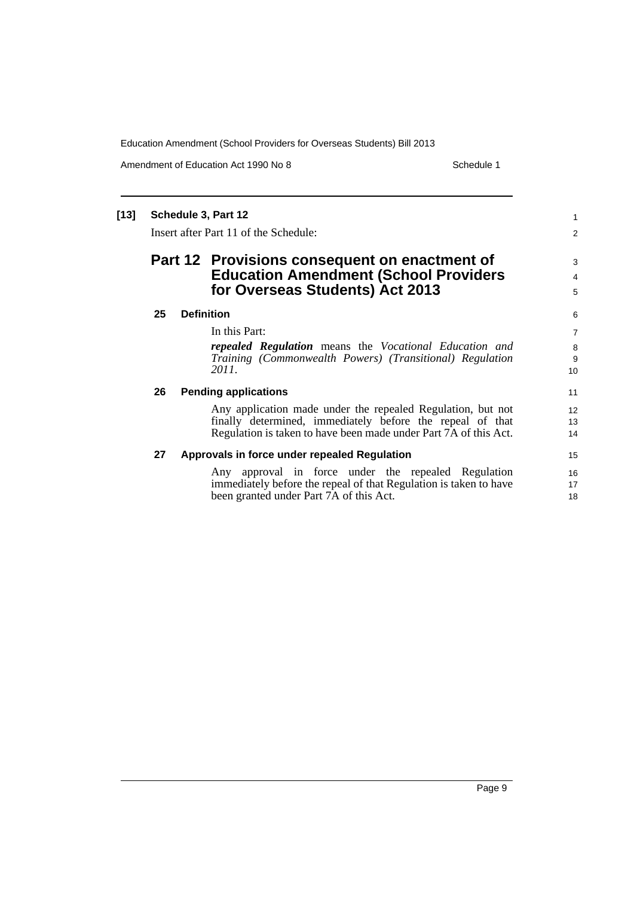**[13] Schedule 3, Part 12**

Insert after Part 11 of the Schedule:

## Part 12 Provisions consequent on enactment of Education Amendment (School Providers for Overseas Students) Act 2013

### 25 Definition

In this Part:

***repealed Regulation*** means the *Vocational Education and Training (Commonwealth Powers) (Transitional) Regulation 2011*.

### 26 Pending applications

Any application made under the repealed Regulation, but not finally determined, immediately before the repeal of that Regulation is taken to have been made under Part 7A of this Act.

### 27 Approvals in force under repealed Regulation

Any approval in force under the repealed Regulation immediately before the repeal of that Regulation is taken to have been granted under Part 7A of this Act.